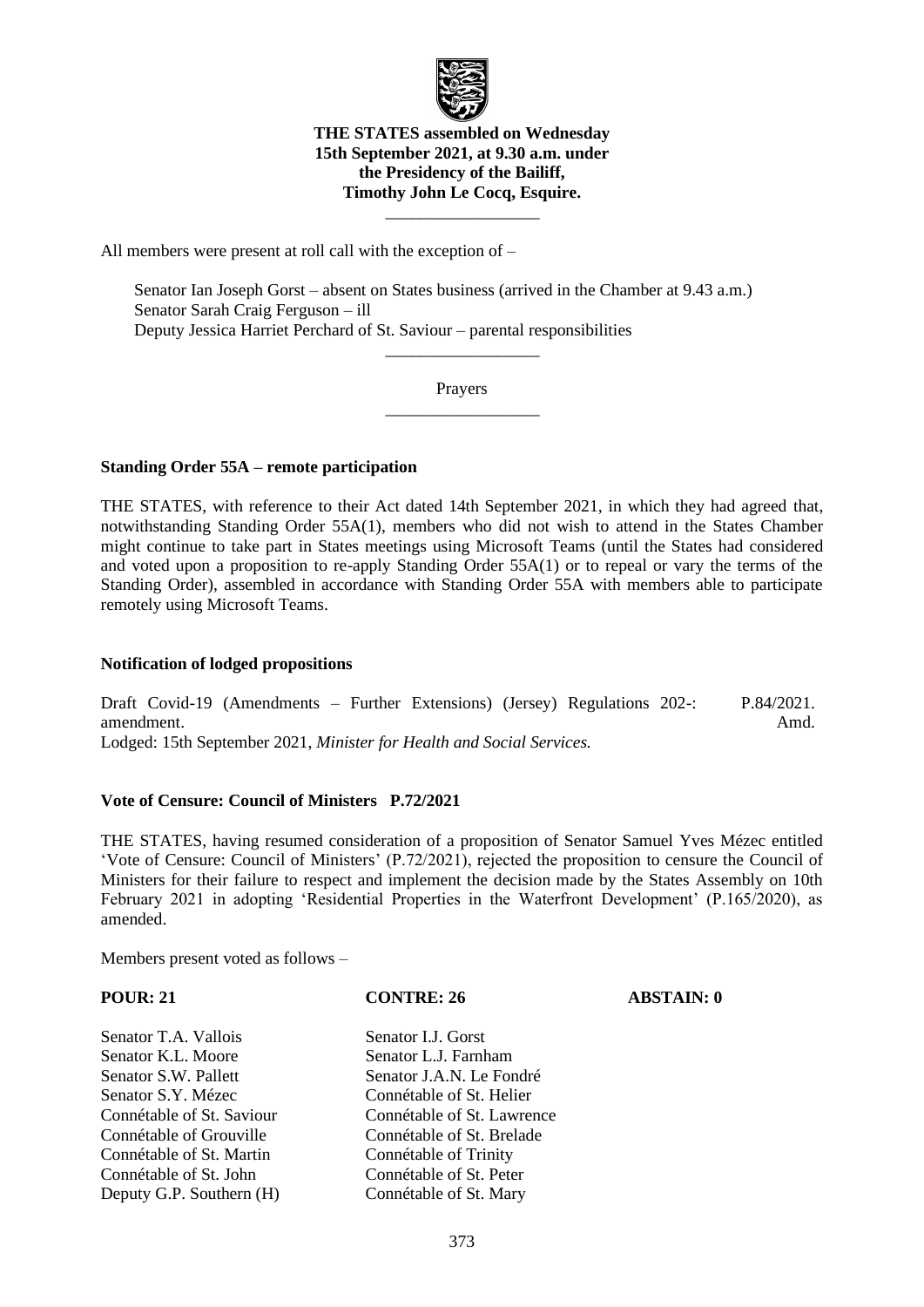**THE STATES assembled on Wednesday 15th September 2021, at 9.30 a.m. under the Presidency of the Bailiff, Timothy John Le Cocq, Esquire.**

\_\_\_\_\_\_\_\_\_\_\_\_\_\_\_\_\_\_

All members were present at roll call with the exception of –

Senator Ian Joseph Gorst – absent on States business (arrived in the Chamber at 9.43 a.m.)
Senator Sarah Craig Ferguson – ill
Deputy Jessica Harriet Perchard of St. Saviour – parental responsibilities

\_\_\_\_\_\_\_\_\_\_\_\_\_\_\_\_\_\_

Prayers

\_\_\_\_\_\_\_\_\_\_\_\_\_\_\_\_\_\_

**Standing Order 55A – remote participation**

THE STATES, with reference to their Act dated 14th September 2021, in which they had agreed that, notwithstanding Standing Order 55A(1), members who did not wish to attend in the States Chamber might continue to take part in States meetings using Microsoft Teams (until the States had considered and voted upon a proposition to re-apply Standing Order 55A(1) or to repeal or vary the terms of the Standing Order), assembled in accordance with Standing Order 55A with members able to participate remotely using Microsoft Teams.

**Notification of lodged propositions**

Draft Covid-19 (Amendments – Further Extensions) (Jersey) Regulations 202-: amendment. P.84/2021. Amd.
Lodged: 15th September 2021, *Minister for Health and Social Services.*

**Vote of Censure: Council of Ministers P.72/2021**

THE STATES, having resumed consideration of a proposition of Senator Samuel Yves Mézec entitled 'Vote of Censure: Council of Ministers' (P.72/2021), rejected the proposition to censure the Council of Ministers for their failure to respect and implement the decision made by the States Assembly on 10th February 2021 in adopting 'Residential Properties in the Waterfront Development' (P.165/2020), as amended.

Members present voted as follows –

| **POUR: 21** | **CONTRE: 26** | **ABSTAIN: 0** |
|---|---|---|
| Senator T.A. Vallois | Senator I.J. Gorst | |
| Senator K.L. Moore | Senator L.J. Farnham | |
| Senator S.W. Pallett | Senator J.A.N. Le Fondré | |
| Senator S.Y. Mézec | Connétable of St. Helier | |
| Connétable of St. Saviour | Connétable of St. Lawrence | |
| Connétable of Grouville | Connétable of St. Brelade | |
| Connétable of St. Martin | Connétable of Trinity | |
| Connétable of St. John | Connétable of St. Peter | |
| Deputy G.P. Southern (H) | Connétable of St. Mary | |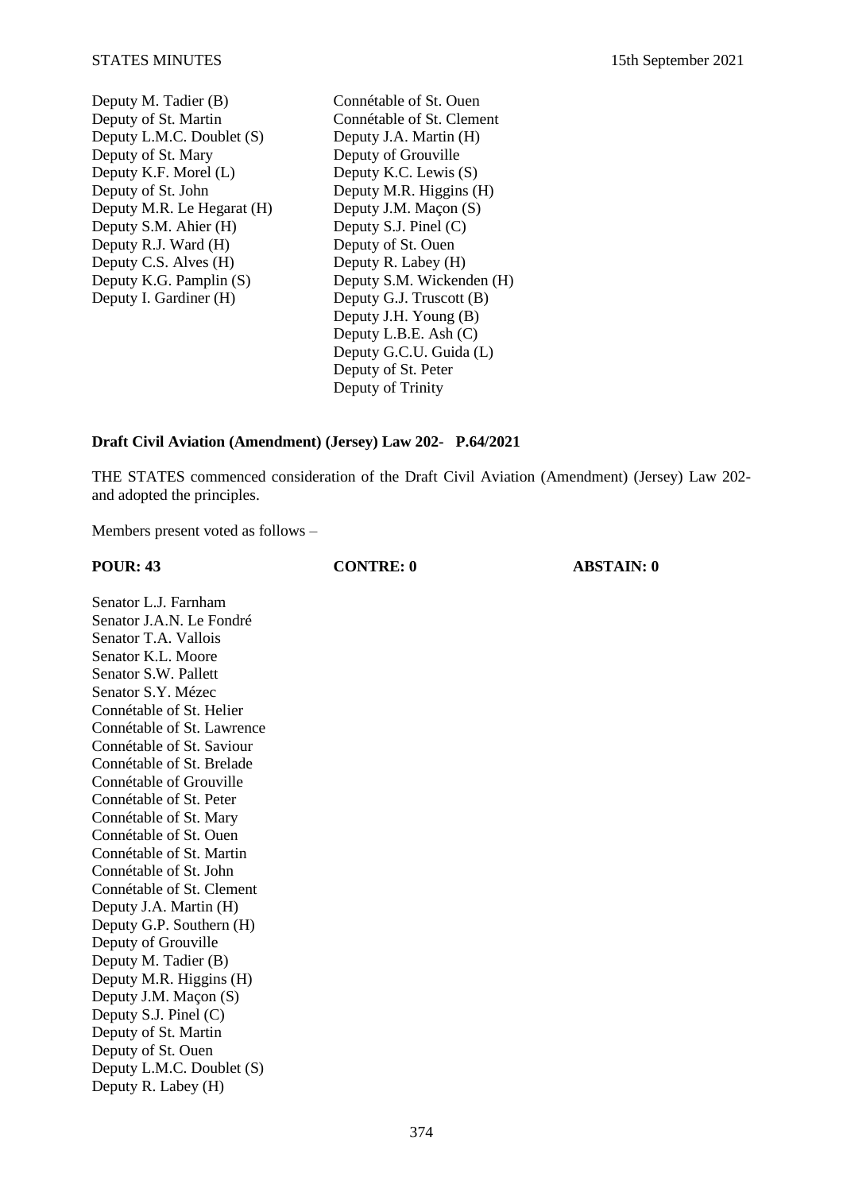Deputy M. Tadier (B)
Deputy of St. Martin
Deputy L.M.C. Doublet (S)
Deputy of St. Mary
Deputy K.F. Morel (L)
Deputy of St. John
Deputy M.R. Le Hegarat (H)
Deputy S.M. Ahier (H)
Deputy R.J. Ward (H)
Deputy C.S. Alves (H)
Deputy K.G. Pamplin (S)
Deputy I. Gardiner (H)
Connétable of St. Ouen
Connétable of St. Clement
Deputy J.A. Martin (H)
Deputy of Grouville
Deputy K.C. Lewis (S)
Deputy M.R. Higgins (H)
Deputy J.M. Maçon (S)
Deputy S.J. Pinel (C)
Deputy of St. Ouen
Deputy R. Labey (H)
Deputy S.M. Wickenden (H)
Deputy G.J. Truscott (B)
Deputy J.H. Young (B)
Deputy L.B.E. Ash (C)
Deputy G.C.U. Guida (L)
Deputy of St. Peter
Deputy of Trinity

**Draft Civil Aviation (Amendment) (Jersey) Law 202- P.64/2021**

THE STATES commenced consideration of the Draft Civil Aviation (Amendment) (Jersey) Law 202- and adopted the principles.

Members present voted as follows –

**POUR: 43** **CONTRE: 0** **ABSTAIN: 0**

Senator L.J. Farnham
Senator J.A.N. Le Fondré
Senator T.A. Vallois
Senator K.L. Moore
Senator S.W. Pallett
Senator S.Y. Mézec
Connétable of St. Helier
Connétable of St. Lawrence
Connétable of St. Saviour
Connétable of St. Brelade
Connétable of Grouville
Connétable of St. Peter
Connétable of St. Mary
Connétable of St. Ouen
Connétable of St. Martin
Connétable of St. John
Connétable of St. Clement
Deputy J.A. Martin (H)
Deputy G.P. Southern (H)
Deputy of Grouville
Deputy M. Tadier (B)
Deputy M.R. Higgins (H)
Deputy J.M. Maçon (S)
Deputy S.J. Pinel (C)
Deputy of St. Martin
Deputy of St. Ouen
Deputy L.M.C. Doublet (S)
Deputy R. Labey (H)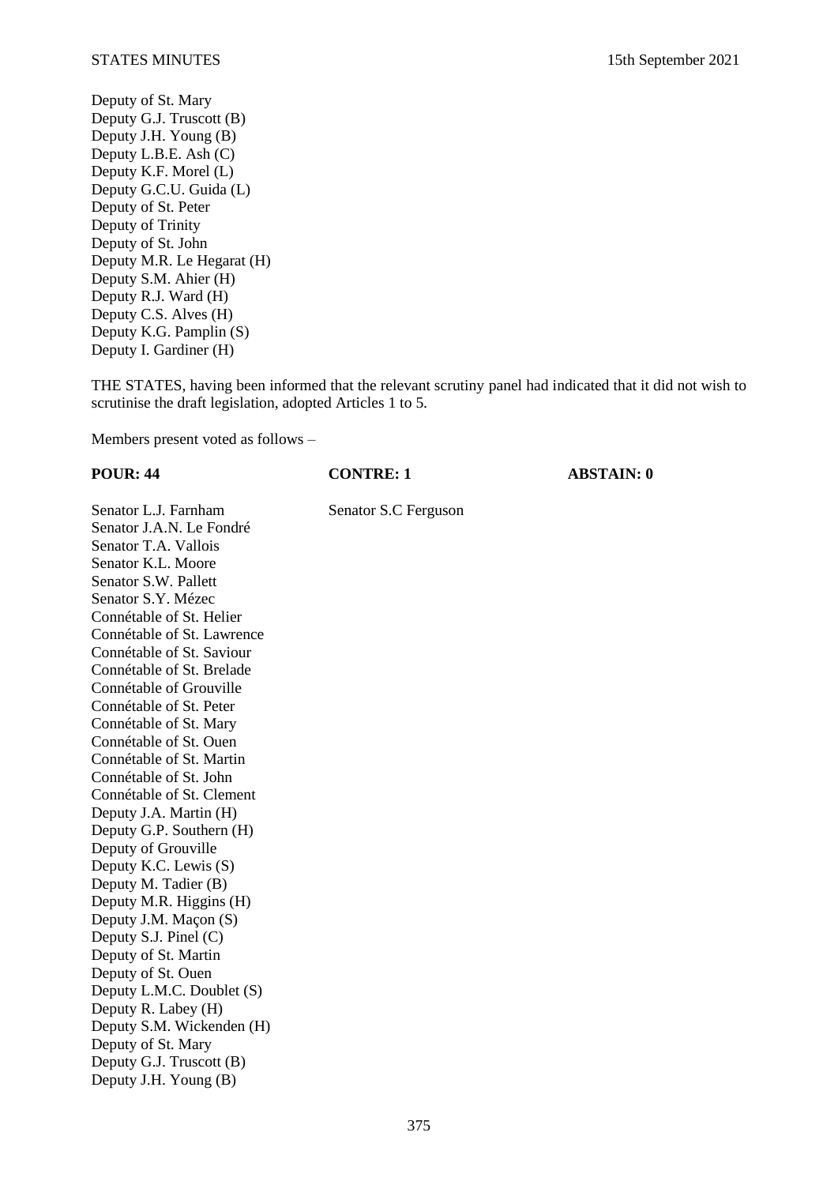Deputy of St. Mary
Deputy G.J. Truscott (B)
Deputy J.H. Young (B)
Deputy L.B.E. Ash (C)
Deputy K.F. Morel (L)
Deputy G.C.U. Guida (L)
Deputy of St. Peter
Deputy of Trinity
Deputy of St. John
Deputy M.R. Le Hegarat (H)
Deputy S.M. Ahier (H)
Deputy R.J. Ward (H)
Deputy C.S. Alves (H)
Deputy K.G. Pamplin (S)
Deputy I. Gardiner (H)

THE STATES, having been informed that the relevant scrutiny panel had indicated that it did not wish to scrutinise the draft legislation, adopted Articles 1 to 5.

Members present voted as follows –

| **POUR: 44** | **CONTRE: 1** | **ABSTAIN: 0** |
| --- | --- | --- |
| Senator L.J. Farnham | Senator S.C Ferguson | |
| Senator J.A.N. Le Fondré | | |
| Senator T.A. Vallois | | |
| Senator K.L. Moore | | |
| Senator S.W. Pallett | | |
| Senator S.Y. Mézec | | |
| Connétable of St. Helier | | |
| Connétable of St. Lawrence | | |
| Connétable of St. Saviour | | |
| Connétable of St. Brelade | | |
| Connétable of Grouville | | |
| Connétable of St. Peter | | |
| Connétable of St. Mary | | |
| Connétable of St. Ouen | | |
| Connétable of St. Martin | | |
| Connétable of St. John | | |
| Connétable of St. Clement | | |
| Deputy J.A. Martin (H) | | |
| Deputy G.P. Southern (H) | | |
| Deputy of Grouville | | |
| Deputy K.C. Lewis (S) | | |
| Deputy M. Tadier (B) | | |
| Deputy M.R. Higgins (H) | | |
| Deputy J.M. Maçon (S) | | |
| Deputy S.J. Pinel (C) | | |
| Deputy of St. Martin | | |
| Deputy of St. Ouen | | |
| Deputy L.M.C. Doublet (S) | | |
| Deputy R. Labey (H) | | |
| Deputy S.M. Wickenden (H) | | |
| Deputy of St. Mary | | |
| Deputy G.J. Truscott (B) | | |
| Deputy J.H. Young (B) | | |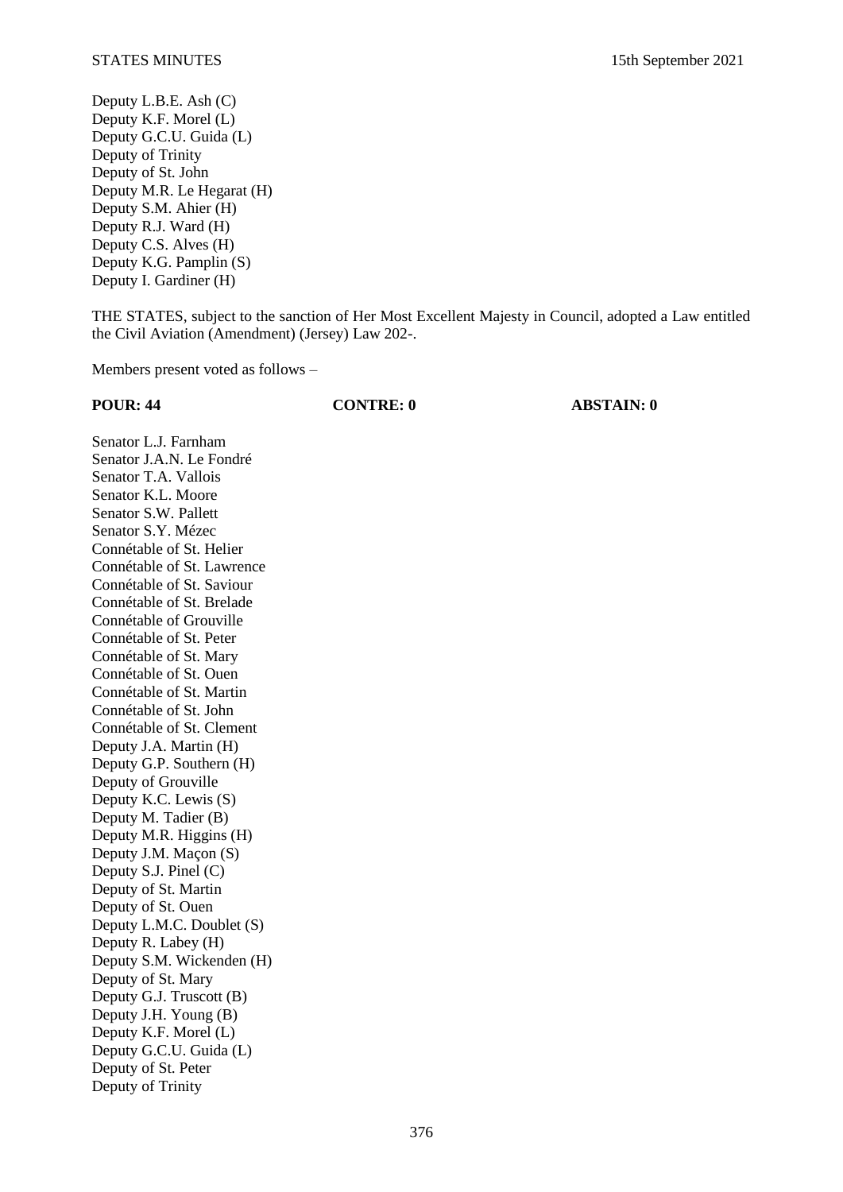Deputy L.B.E. Ash (C)
Deputy K.F. Morel (L)
Deputy G.C.U. Guida (L)
Deputy of Trinity
Deputy of St. John
Deputy M.R. Le Hegarat (H)
Deputy S.M. Ahier (H)
Deputy R.J. Ward (H)
Deputy C.S. Alves (H)
Deputy K.G. Pamplin (S)
Deputy I. Gardiner (H)

THE STATES, subject to the sanction of Her Most Excellent Majesty in Council, adopted a Law entitled the Civil Aviation (Amendment) (Jersey) Law 202-.

Members present voted as follows –

| **POUR: 44** | **CONTRE: 0** | **ABSTAIN: 0** |
| --- | --- | --- |

Senator L.J. Farnham
Senator J.A.N. Le Fondré
Senator T.A. Vallois
Senator K.L. Moore
Senator S.W. Pallett
Senator S.Y. Mézec
Connétable of St. Helier
Connétable of St. Lawrence
Connétable of St. Saviour
Connétable of St. Brelade
Connétable of Grouville
Connétable of St. Peter
Connétable of St. Mary
Connétable of St. Ouen
Connétable of St. Martin
Connétable of St. John
Connétable of St. Clement
Deputy J.A. Martin (H)
Deputy G.P. Southern (H)
Deputy of Grouville
Deputy K.C. Lewis (S)
Deputy M. Tadier (B)
Deputy M.R. Higgins (H)
Deputy J.M. Maçon (S)
Deputy S.J. Pinel (C)
Deputy of St. Martin
Deputy of St. Ouen
Deputy L.M.C. Doublet (S)
Deputy R. Labey (H)
Deputy S.M. Wickenden (H)
Deputy of St. Mary
Deputy G.J. Truscott (B)
Deputy J.H. Young (B)
Deputy K.F. Morel (L)
Deputy G.C.U. Guida (L)
Deputy of St. Peter
Deputy of Trinity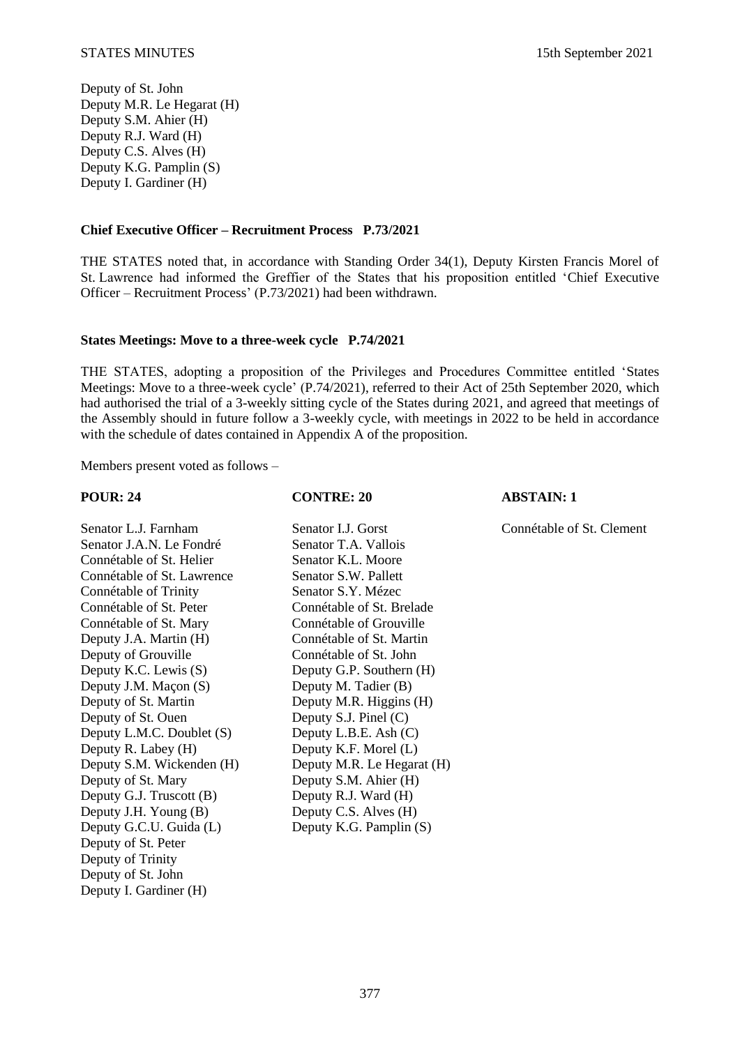Deputy of St. John
Deputy M.R. Le Hegarat (H)
Deputy S.M. Ahier (H)
Deputy R.J. Ward (H)
Deputy C.S. Alves (H)
Deputy K.G. Pamplin (S)
Deputy I. Gardiner (H)

**Chief Executive Officer – Recruitment Process P.73/2021**

THE STATES noted that, in accordance with Standing Order 34(1), Deputy Kirsten Francis Morel of St. Lawrence had informed the Greffier of the States that his proposition entitled 'Chief Executive Officer – Recruitment Process' (P.73/2021) had been withdrawn.

**States Meetings: Move to a three-week cycle P.74/2021**

THE STATES, adopting a proposition of the Privileges and Procedures Committee entitled 'States Meetings: Move to a three-week cycle' (P.74/2021), referred to their Act of 25th September 2020, which had authorised the trial of a 3-weekly sitting cycle of the States during 2021, and agreed that meetings of the Assembly should in future follow a 3-weekly cycle, with meetings in 2022 to be held in accordance with the schedule of dates contained in Appendix A of the proposition.

Members present voted as follows –

| POUR: 24 | CONTRE: 20 | ABSTAIN: 1 |
|---|---|---|
| Senator L.J. Farnham | Senator I.J. Gorst | Connétable of St. Clement |
| Senator J.A.N. Le Fondré | Senator T.A. Vallois | |
| Connétable of St. Helier | Senator K.L. Moore | |
| Connétable of St. Lawrence | Senator S.W. Pallett | |
| Connétable of Trinity | Senator S.Y. Mézec | |
| Connétable of St. Peter | Connétable of St. Brelade | |
| Connétable of St. Mary | Connétable of Grouville | |
| Deputy J.A. Martin (H) | Connétable of St. Martin | |
| Deputy of Grouville | Connétable of St. John | |
| Deputy K.C. Lewis (S) | Deputy G.P. Southern (H) | |
| Deputy J.M. Maçon (S) | Deputy M. Tadier (B) | |
| Deputy of St. Martin | Deputy M.R. Higgins (H) | |
| Deputy of St. Ouen | Deputy S.J. Pinel (C) | |
| Deputy L.M.C. Doublet (S) | Deputy L.B.E. Ash (C) | |
| Deputy R. Labey (H) | Deputy K.F. Morel (L) | |
| Deputy S.M. Wickenden (H) | Deputy M.R. Le Hegarat (H) | |
| Deputy of St. Mary | Deputy S.M. Ahier (H) | |
| Deputy G.J. Truscott (B) | Deputy R.J. Ward (H) | |
| Deputy J.H. Young (B) | Deputy C.S. Alves (H) | |
| Deputy G.C.U. Guida (L) | Deputy K.G. Pamplin (S) | |
| Deputy of St. Peter | | |
| Deputy of Trinity | | |
| Deputy of St. John | | |
| Deputy I. Gardiner (H) | | |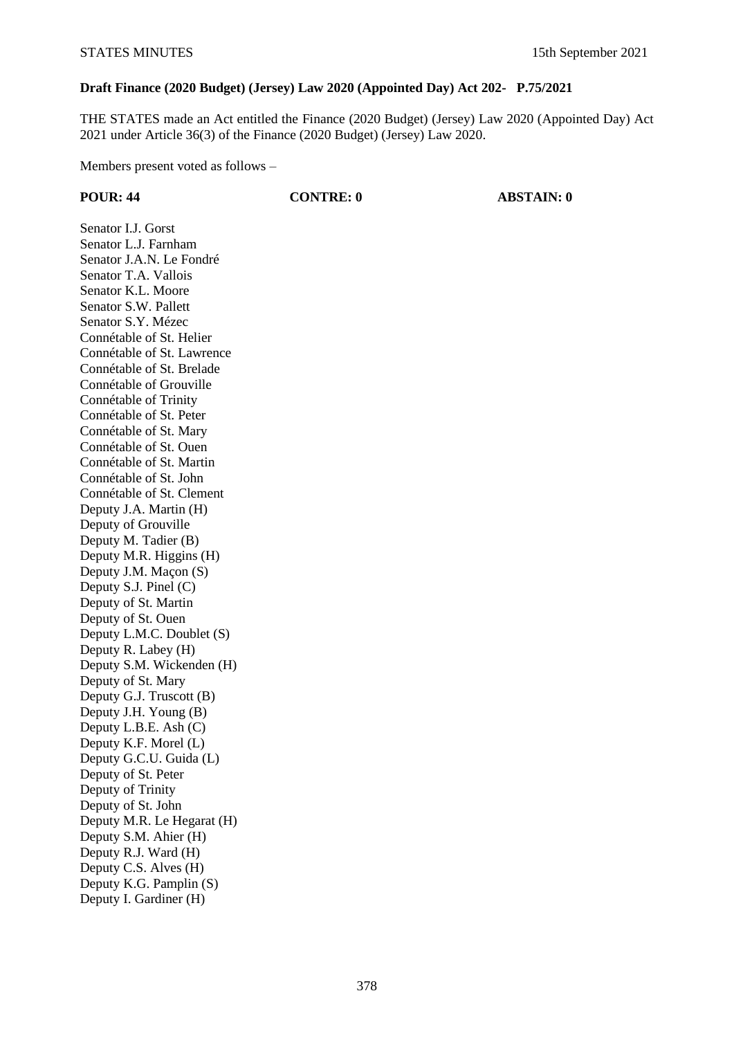**Draft Finance (2020 Budget) (Jersey) Law 2020 (Appointed Day) Act 202- P.75/2021**

THE STATES made an Act entitled the Finance (2020 Budget) (Jersey) Law 2020 (Appointed Day) Act 2021 under Article 36(3) of the Finance (2020 Budget) (Jersey) Law 2020.

Members present voted as follows –

| POUR: 44 | CONTRE: 0 | ABSTAIN: 0 |
|---|---|---|
| Senator I.J. Gorst | | |
| Senator L.J. Farnham | | |
| Senator J.A.N. Le Fondré | | |
| Senator T.A. Vallois | | |
| Senator K.L. Moore | | |
| Senator S.W. Pallett | | |
| Senator S.Y. Mézec | | |
| Connétable of St. Helier | | |
| Connétable of St. Lawrence | | |
| Connétable of St. Brelade | | |
| Connétable of Grouville | | |
| Connétable of Trinity | | |
| Connétable of St. Peter | | |
| Connétable of St. Mary | | |
| Connétable of St. Ouen | | |
| Connétable of St. Martin | | |
| Connétable of St. John | | |
| Connétable of St. Clement | | |
| Deputy J.A. Martin (H) | | |
| Deputy of Grouville | | |
| Deputy M. Tadier (B) | | |
| Deputy M.R. Higgins (H) | | |
| Deputy J.M. Maçon (S) | | |
| Deputy S.J. Pinel (C) | | |
| Deputy of St. Martin | | |
| Deputy of St. Ouen | | |
| Deputy L.M.C. Doublet (S) | | |
| Deputy R. Labey (H) | | |
| Deputy S.M. Wickenden (H) | | |
| Deputy of St. Mary | | |
| Deputy G.J. Truscott (B) | | |
| Deputy J.H. Young (B) | | |
| Deputy L.B.E. Ash (C) | | |
| Deputy K.F. Morel (L) | | |
| Deputy G.C.U. Guida (L) | | |
| Deputy of St. Peter | | |
| Deputy of Trinity | | |
| Deputy of St. John | | |
| Deputy M.R. Le Hegarat (H) | | |
| Deputy S.M. Ahier (H) | | |
| Deputy R.J. Ward (H) | | |
| Deputy C.S. Alves (H) | | |
| Deputy K.G. Pamplin (S) | | |
| Deputy I. Gardiner (H) | | |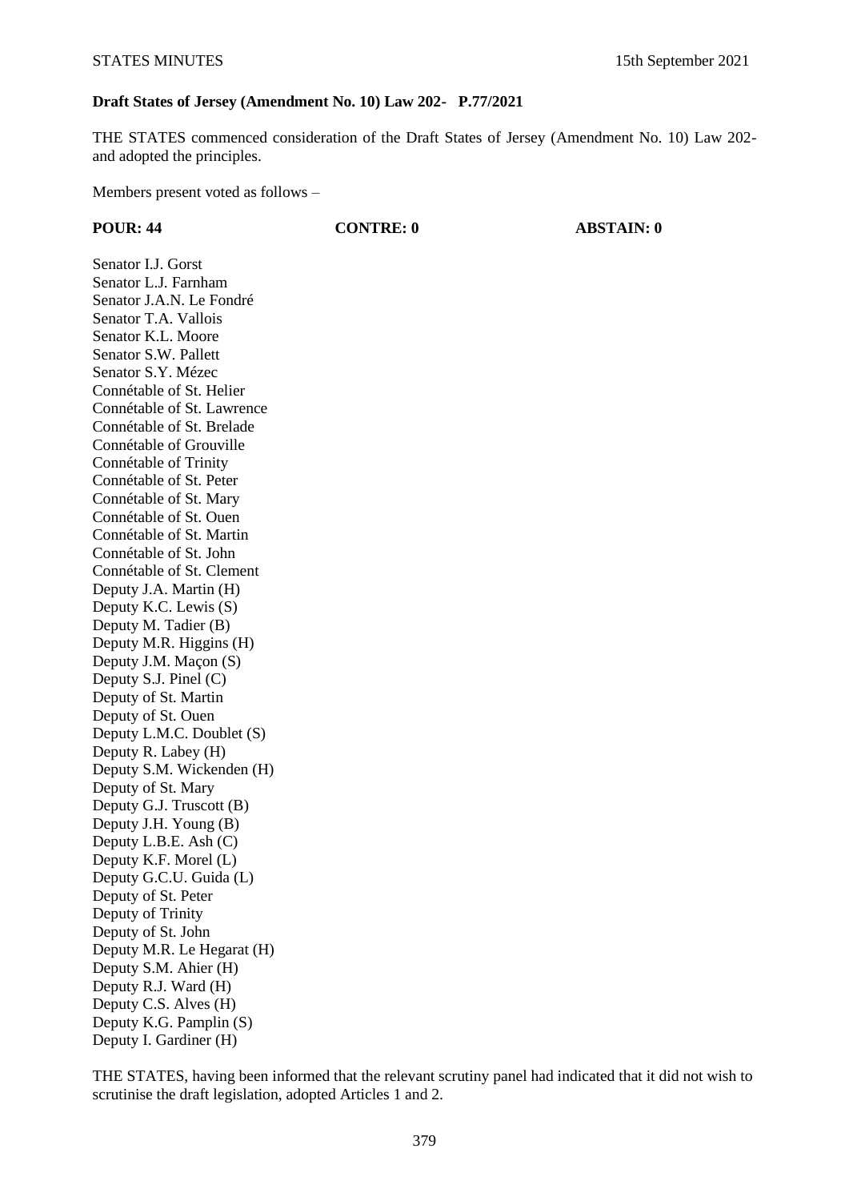**Draft States of Jersey (Amendment No. 10) Law 202- P.77/2021**

THE STATES commenced consideration of the Draft States of Jersey (Amendment No. 10) Law 202- and adopted the principles.

Members present voted as follows –

| POUR: 44 | CONTRE: 0 | ABSTAIN: 0 |
|---|---|---|

Senator I.J. Gorst
Senator L.J. Farnham
Senator J.A.N. Le Fondré
Senator T.A. Vallois
Senator K.L. Moore
Senator S.W. Pallett
Senator S.Y. Mézec
Connétable of St. Helier
Connétable of St. Lawrence
Connétable of St. Brelade
Connétable of Grouville
Connétable of Trinity
Connétable of St. Peter
Connétable of St. Mary
Connétable of St. Ouen
Connétable of St. Martin
Connétable of St. John
Connétable of St. Clement
Deputy J.A. Martin (H)
Deputy K.C. Lewis (S)
Deputy M. Tadier (B)
Deputy M.R. Higgins (H)
Deputy J.M. Maçon (S)
Deputy S.J. Pinel (C)
Deputy of St. Martin
Deputy of St. Ouen
Deputy L.M.C. Doublet (S)
Deputy R. Labey (H)
Deputy S.M. Wickenden (H)
Deputy of St. Mary
Deputy G.J. Truscott (B)
Deputy J.H. Young (B)
Deputy L.B.E. Ash (C)
Deputy K.F. Morel (L)
Deputy G.C.U. Guida (L)
Deputy of St. Peter
Deputy of Trinity
Deputy of St. John
Deputy M.R. Le Hegarat (H)
Deputy S.M. Ahier (H)
Deputy R.J. Ward (H)
Deputy C.S. Alves (H)
Deputy K.G. Pamplin (S)
Deputy I. Gardiner (H)

THE STATES, having been informed that the relevant scrutiny panel had indicated that it did not wish to scrutinise the draft legislation, adopted Articles 1 and 2.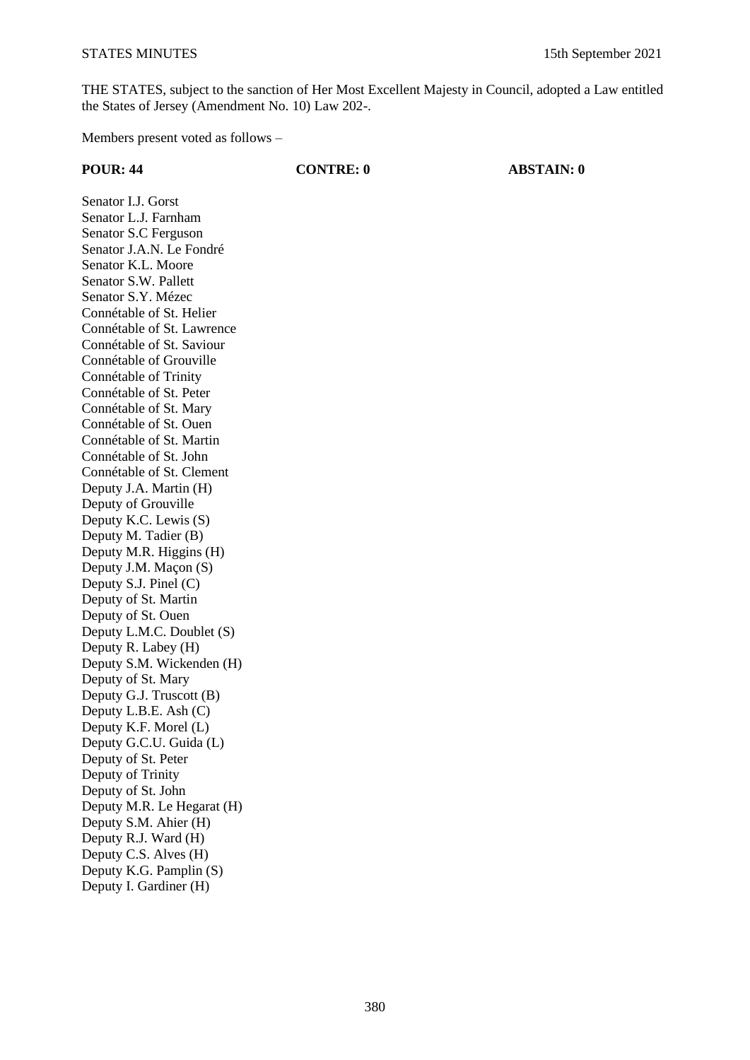THE STATES, subject to the sanction of Her Most Excellent Majesty in Council, adopted a Law entitled the States of Jersey (Amendment No. 10) Law 202-.

Members present voted as follows –

| **POUR: 44** | **CONTRE: 0** | **ABSTAIN: 0** |
|---|---|---|
| Senator I.J. Gorst | | |
| Senator L.J. Farnham | | |
| Senator S.C Ferguson | | |
| Senator J.A.N. Le Fondré | | |
| Senator K.L. Moore | | |
| Senator S.W. Pallett | | |
| Senator S.Y. Mézec | | |
| Connétable of St. Helier | | |
| Connétable of St. Lawrence | | |
| Connétable of St. Saviour | | |
| Connétable of Grouville | | |
| Connétable of Trinity | | |
| Connétable of St. Peter | | |
| Connétable of St. Mary | | |
| Connétable of St. Ouen | | |
| Connétable of St. Martin | | |
| Connétable of St. John | | |
| Connétable of St. Clement | | |
| Deputy J.A. Martin (H) | | |
| Deputy of Grouville | | |
| Deputy K.C. Lewis (S) | | |
| Deputy M. Tadier (B) | | |
| Deputy M.R. Higgins (H) | | |
| Deputy J.M. Maçon (S) | | |
| Deputy S.J. Pinel (C) | | |
| Deputy of St. Martin | | |
| Deputy of St. Ouen | | |
| Deputy L.M.C. Doublet (S) | | |
| Deputy R. Labey (H) | | |
| Deputy S.M. Wickenden (H) | | |
| Deputy of St. Mary | | |
| Deputy G.J. Truscott (B) | | |
| Deputy L.B.E. Ash (C) | | |
| Deputy K.F. Morel (L) | | |
| Deputy G.C.U. Guida (L) | | |
| Deputy of St. Peter | | |
| Deputy of Trinity | | |
| Deputy of St. John | | |
| Deputy M.R. Le Hegarat (H) | | |
| Deputy S.M. Ahier (H) | | |
| Deputy R.J. Ward (H) | | |
| Deputy C.S. Alves (H) | | |
| Deputy K.G. Pamplin (S) | | |
| Deputy I. Gardiner (H) | | |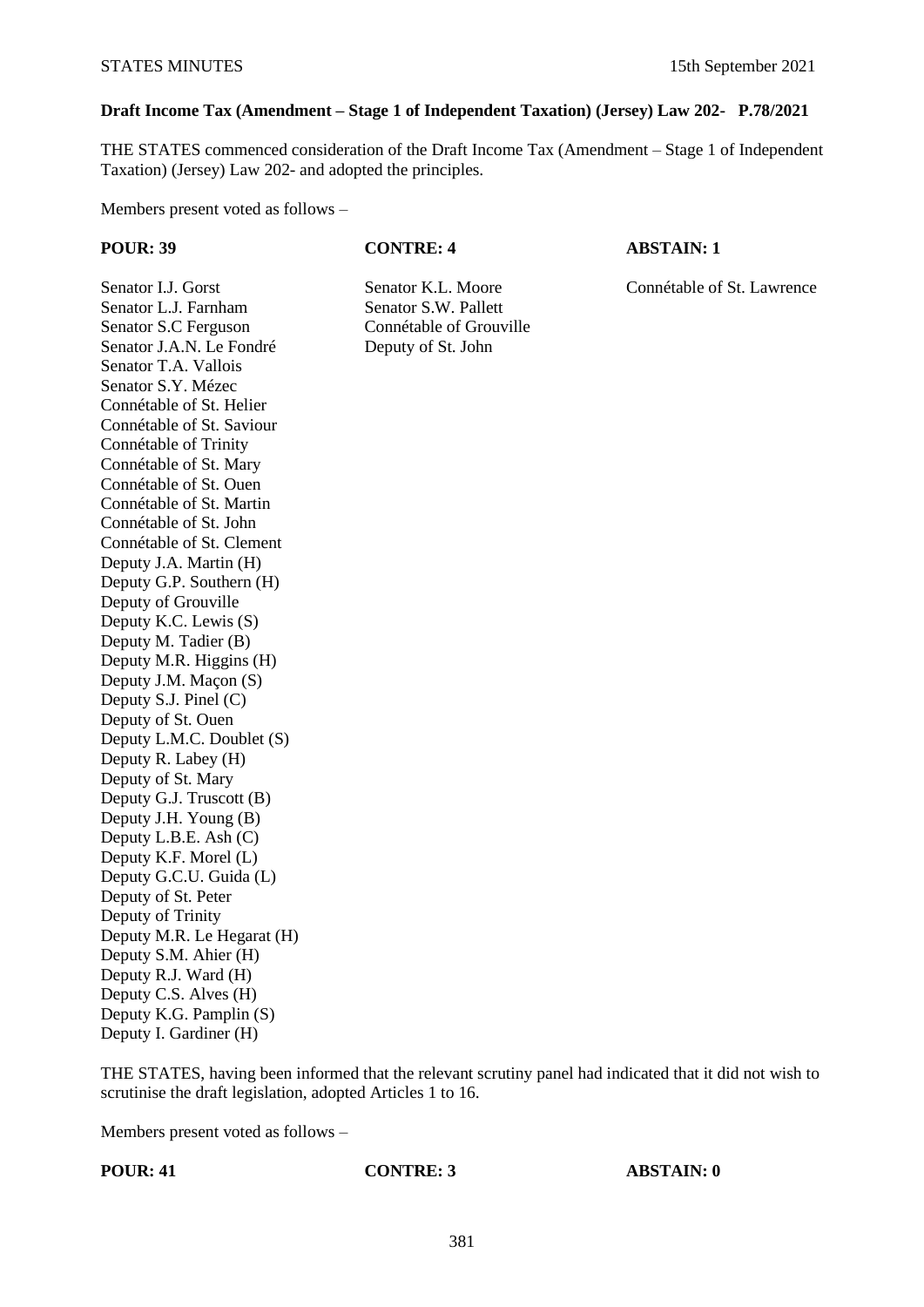**Draft Income Tax (Amendment – Stage 1 of Independent Taxation) (Jersey) Law 202- P.78/2021**

THE STATES commenced consideration of the Draft Income Tax (Amendment – Stage 1 of Independent Taxation) (Jersey) Law 202- and adopted the principles.

Members present voted as follows –

| POUR: 39 | CONTRE: 4 | ABSTAIN: 1 |
|---|---|---|
| Senator I.J. Gorst | Senator K.L. Moore | Connétable of St. Lawrence |
| Senator L.J. Farnham | Senator S.W. Pallett | |
| Senator S.C Ferguson | Connétable of Grouville | |
| Senator J.A.N. Le Fondré | Deputy of St. John | |
| Senator T.A. Vallois | | |
| Senator S.Y. Mézec | | |
| Connétable of St. Helier | | |
| Connétable of St. Saviour | | |
| Connétable of Trinity | | |
| Connétable of St. Mary | | |
| Connétable of St. Ouen | | |
| Connétable of St. Martin | | |
| Connétable of St. John | | |
| Connétable of St. Clement | | |
| Deputy J.A. Martin (H) | | |
| Deputy G.P. Southern (H) | | |
| Deputy of Grouville | | |
| Deputy K.C. Lewis (S) | | |
| Deputy M. Tadier (B) | | |
| Deputy M.R. Higgins (H) | | |
| Deputy J.M. Maçon (S) | | |
| Deputy S.J. Pinel (C) | | |
| Deputy of St. Ouen | | |
| Deputy L.M.C. Doublet (S) | | |
| Deputy R. Labey (H) | | |
| Deputy of St. Mary | | |
| Deputy G.J. Truscott (B) | | |
| Deputy J.H. Young (B) | | |
| Deputy L.B.E. Ash (C) | | |
| Deputy K.F. Morel (L) | | |
| Deputy G.C.U. Guida (L) | | |
| Deputy of St. Peter | | |
| Deputy of Trinity | | |
| Deputy M.R. Le Hegarat (H) | | |
| Deputy S.M. Ahier (H) | | |
| Deputy R.J. Ward (H) | | |
| Deputy C.S. Alves (H) | | |
| Deputy K.G. Pamplin (S) | | |
| Deputy I. Gardiner (H) | | |

THE STATES, having been informed that the relevant scrutiny panel had indicated that it did not wish to scrutinise the draft legislation, adopted Articles 1 to 16.

Members present voted as follows –

| POUR: 41 | CONTRE: 3 | ABSTAIN: 0 |
|---|---|---|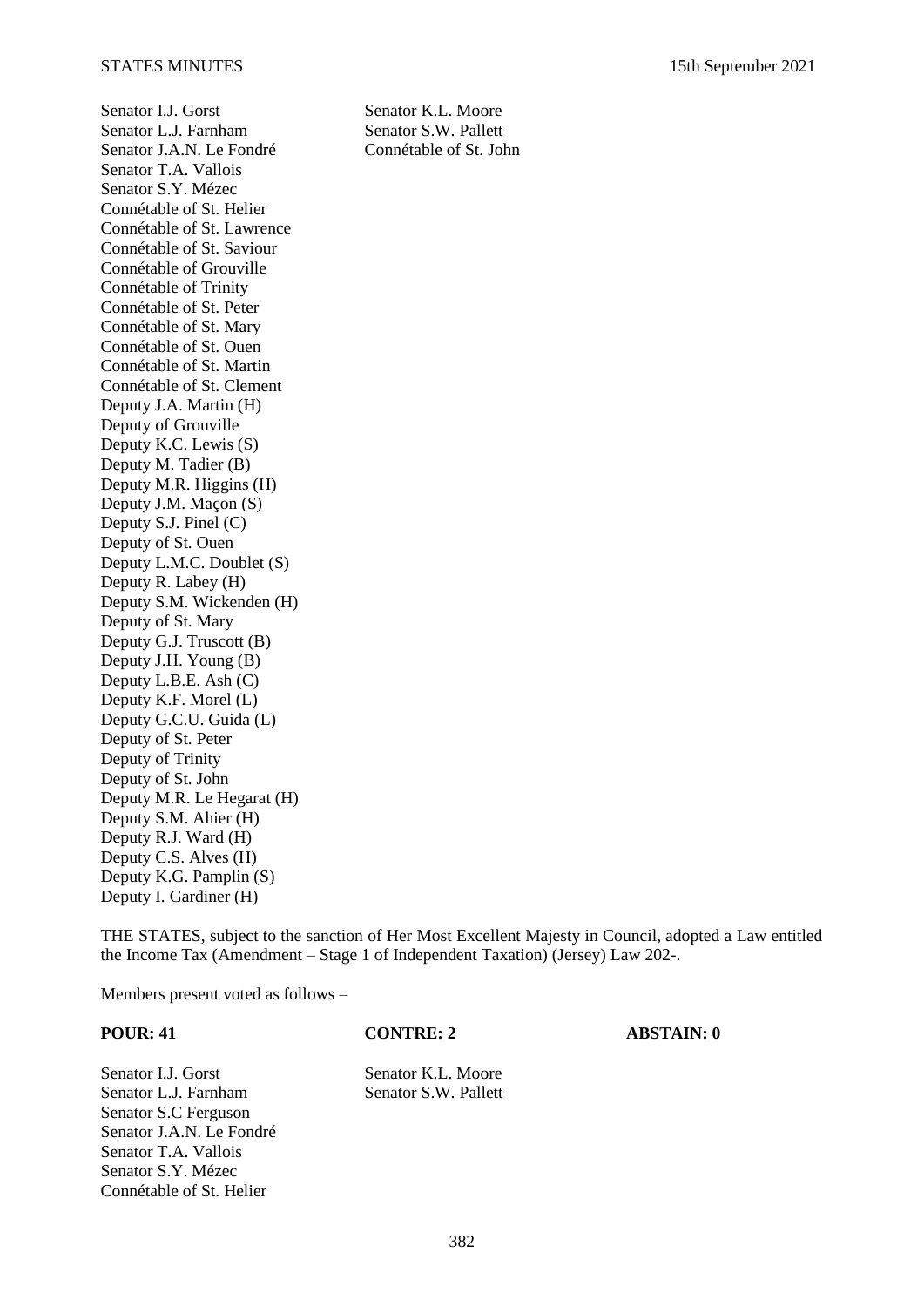| | |
|---|---|
| Senator I.J. Gorst | Senator K.L. Moore |
| Senator L.J. Farnham | Senator S.W. Pallett |
| Senator J.A.N. Le Fondré | Connétable of St. John |
| Senator T.A. Vallois | |
| Senator S.Y. Mézec | |
| Connétable of St. Helier | |
| Connétable of St. Lawrence | |
| Connétable of St. Saviour | |
| Connétable of Grouville | |
| Connétable of Trinity | |
| Connétable of St. Peter | |
| Connétable of St. Mary | |
| Connétable of St. Ouen | |
| Connétable of St. Martin | |
| Connétable of St. Clement | |
| Deputy J.A. Martin (H) | |
| Deputy of Grouville | |
| Deputy K.C. Lewis (S) | |
| Deputy M. Tadier (B) | |
| Deputy M.R. Higgins (H) | |
| Deputy J.M. Maçon (S) | |
| Deputy S.J. Pinel (C) | |
| Deputy of St. Ouen | |
| Deputy L.M.C. Doublet (S) | |
| Deputy R. Labey (H) | |
| Deputy S.M. Wickenden (H) | |
| Deputy of St. Mary | |
| Deputy G.J. Truscott (B) | |
| Deputy J.H. Young (B) | |
| Deputy L.B.E. Ash (C) | |
| Deputy K.F. Morel (L) | |
| Deputy G.C.U. Guida (L) | |
| Deputy of St. Peter | |
| Deputy of Trinity | |
| Deputy of St. John | |
| Deputy M.R. Le Hegarat (H) | |
| Deputy S.M. Ahier (H) | |
| Deputy R.J. Ward (H) | |
| Deputy C.S. Alves (H) | |
| Deputy K.G. Pamplin (S) | |
| Deputy I. Gardiner (H) | |

THE STATES, subject to the sanction of Her Most Excellent Majesty in Council, adopted a Law entitled the Income Tax (Amendment – Stage 1 of Independent Taxation) (Jersey) Law 202-.

Members present voted as follows –

| **POUR: 41** | **CONTRE: 2** | **ABSTAIN: 0** |
|---|---|---|
| Senator I.J. Gorst | Senator K.L. Moore | |
| Senator L.J. Farnham | Senator S.W. Pallett | |
| Senator S.C Ferguson | | |
| Senator J.A.N. Le Fondré | | |
| Senator T.A. Vallois | | |
| Senator S.Y. Mézec | | |
| Connétable of St. Helier | | |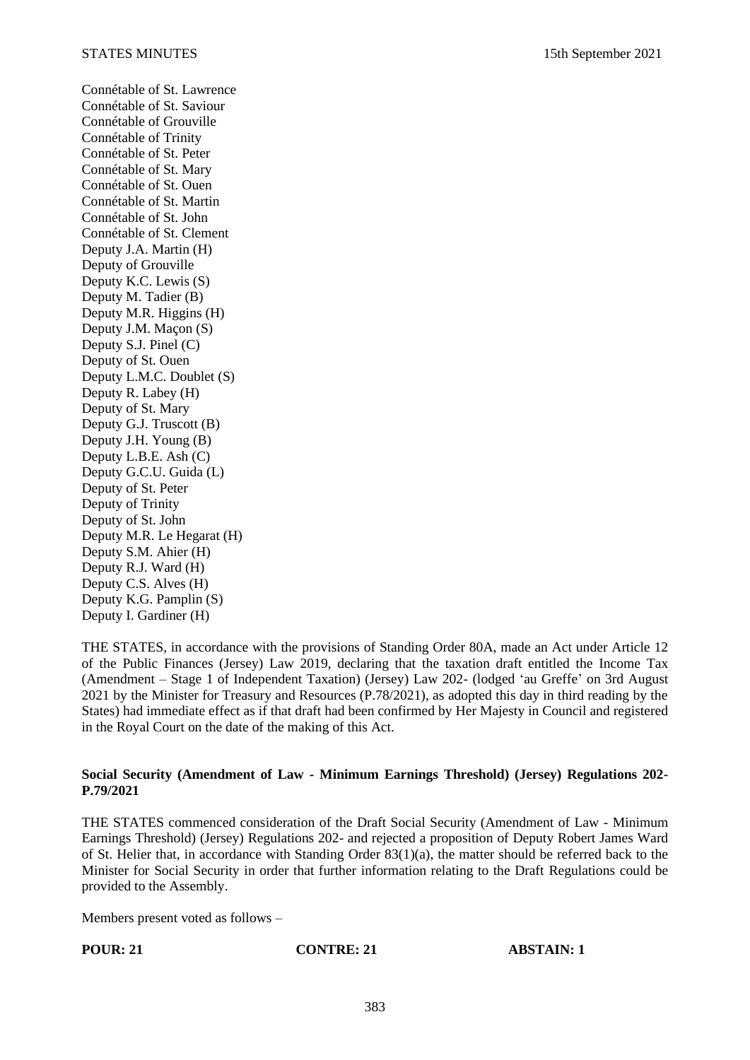Connétable of St. Lawrence
Connétable of St. Saviour
Connétable of Grouville
Connétable of Trinity
Connétable of St. Peter
Connétable of St. Mary
Connétable of St. Ouen
Connétable of St. Martin
Connétable of St. John
Connétable of St. Clement
Deputy J.A. Martin (H)
Deputy of Grouville
Deputy K.C. Lewis (S)
Deputy M. Tadier (B)
Deputy M.R. Higgins (H)
Deputy J.M. Maçon (S)
Deputy S.J. Pinel (C)
Deputy of St. Ouen
Deputy L.M.C. Doublet (S)
Deputy R. Labey (H)
Deputy of St. Mary
Deputy G.J. Truscott (B)
Deputy J.H. Young (B)
Deputy L.B.E. Ash (C)
Deputy G.C.U. Guida (L)
Deputy of St. Peter
Deputy of Trinity
Deputy of St. John
Deputy M.R. Le Hegarat (H)
Deputy S.M. Ahier (H)
Deputy R.J. Ward (H)
Deputy C.S. Alves (H)
Deputy K.G. Pamplin (S)
Deputy I. Gardiner (H)

THE STATES, in accordance with the provisions of Standing Order 80A, made an Act under Article 12 of the Public Finances (Jersey) Law 2019, declaring that the taxation draft entitled the Income Tax (Amendment – Stage 1 of Independent Taxation) (Jersey) Law 202- (lodged 'au Greffe' on 3rd August 2021 by the Minister for Treasury and Resources (P.78/2021), as adopted this day in third reading by the States) had immediate effect as if that draft had been confirmed by Her Majesty in Council and registered in the Royal Court on the date of the making of this Act.

**Social Security (Amendment of Law - Minimum Earnings Threshold) (Jersey) Regulations 202- P.79/2021**

THE STATES commenced consideration of the Draft Social Security (Amendment of Law - Minimum Earnings Threshold) (Jersey) Regulations 202- and rejected a proposition of Deputy Robert James Ward of St. Helier that, in accordance with Standing Order 83(1)(a), the matter should be referred back to the Minister for Social Security in order that further information relating to the Draft Regulations could be provided to the Assembly.

Members present voted as follows –

**POUR: 21** **CONTRE: 21** **ABSTAIN: 1**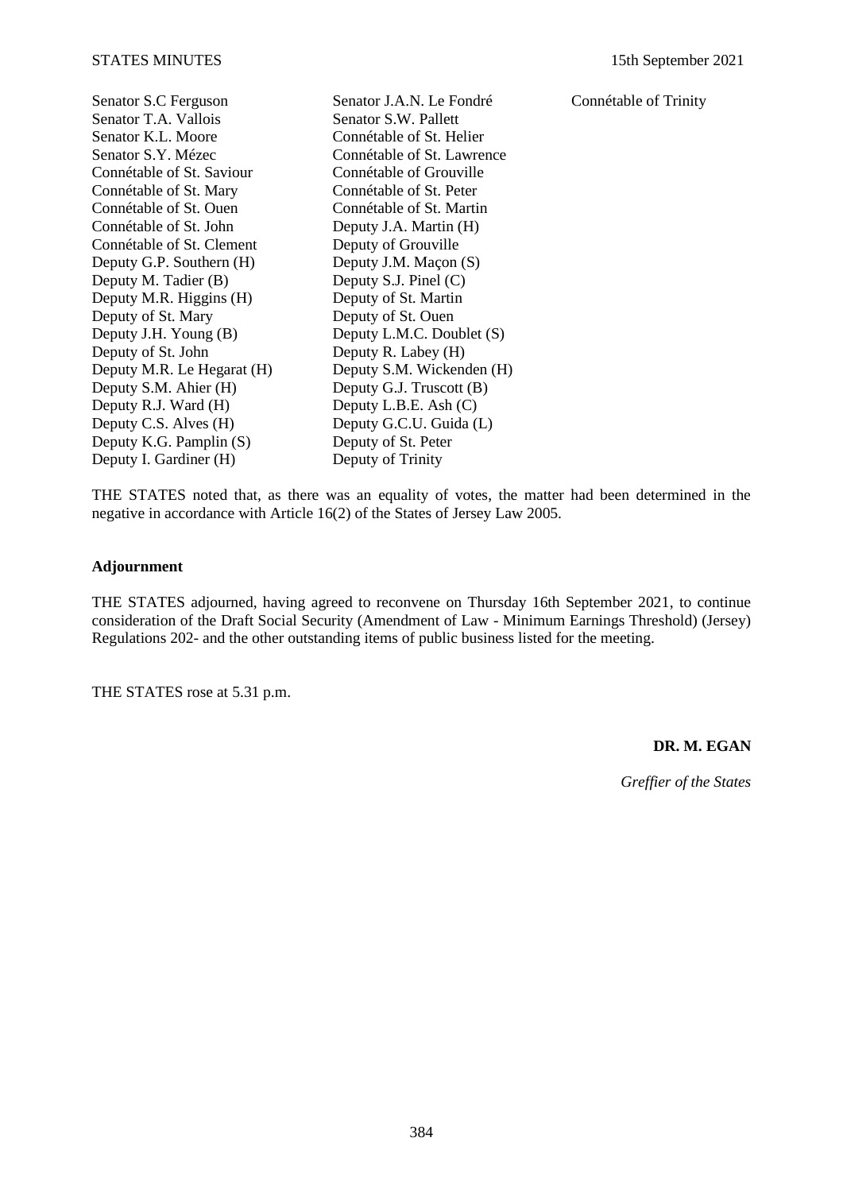| | | |
|---|---|---|
| Senator S.C Ferguson | Senator J.A.N. Le Fondré | Connétable of Trinity |
| Senator T.A. Vallois | Senator S.W. Pallett | |
| Senator K.L. Moore | Connétable of St. Helier | |
| Senator S.Y. Mézec | Connétable of St. Lawrence | |
| Connétable of St. Saviour | Connétable of Grouville | |
| Connétable of St. Mary | Connétable of St. Peter | |
| Connétable of St. Ouen | Connétable of St. Martin | |
| Connétable of St. John | Deputy J.A. Martin (H) | |
| Connétable of St. Clement | Deputy of Grouville | |
| Deputy G.P. Southern (H) | Deputy J.M. Maçon (S) | |
| Deputy M. Tadier (B) | Deputy S.J. Pinel (C) | |
| Deputy M.R. Higgins (H) | Deputy of St. Martin | |
| Deputy of St. Mary | Deputy of St. Ouen | |
| Deputy J.H. Young (B) | Deputy L.M.C. Doublet (S) | |
| Deputy of St. John | Deputy R. Labey (H) | |
| Deputy M.R. Le Hegarat (H) | Deputy S.M. Wickenden (H) | |
| Deputy S.M. Ahier (H) | Deputy G.J. Truscott (B) | |
| Deputy R.J. Ward (H) | Deputy L.B.E. Ash (C) | |
| Deputy C.S. Alves (H) | Deputy G.C.U. Guida (L) | |
| Deputy K.G. Pamplin (S) | Deputy of St. Peter | |
| Deputy I. Gardiner (H) | Deputy of Trinity | |

THE STATES noted that, as there was an equality of votes, the matter had been determined in the negative in accordance with Article 16(2) of the States of Jersey Law 2005.

**Adjournment**

THE STATES adjourned, having agreed to reconvene on Thursday 16th September 2021, to continue consideration of the Draft Social Security (Amendment of Law - Minimum Earnings Threshold) (Jersey) Regulations 202- and the other outstanding items of public business listed for the meeting.

THE STATES rose at 5.31 p.m.

**DR. M. EGAN**

*Greffier of the States*